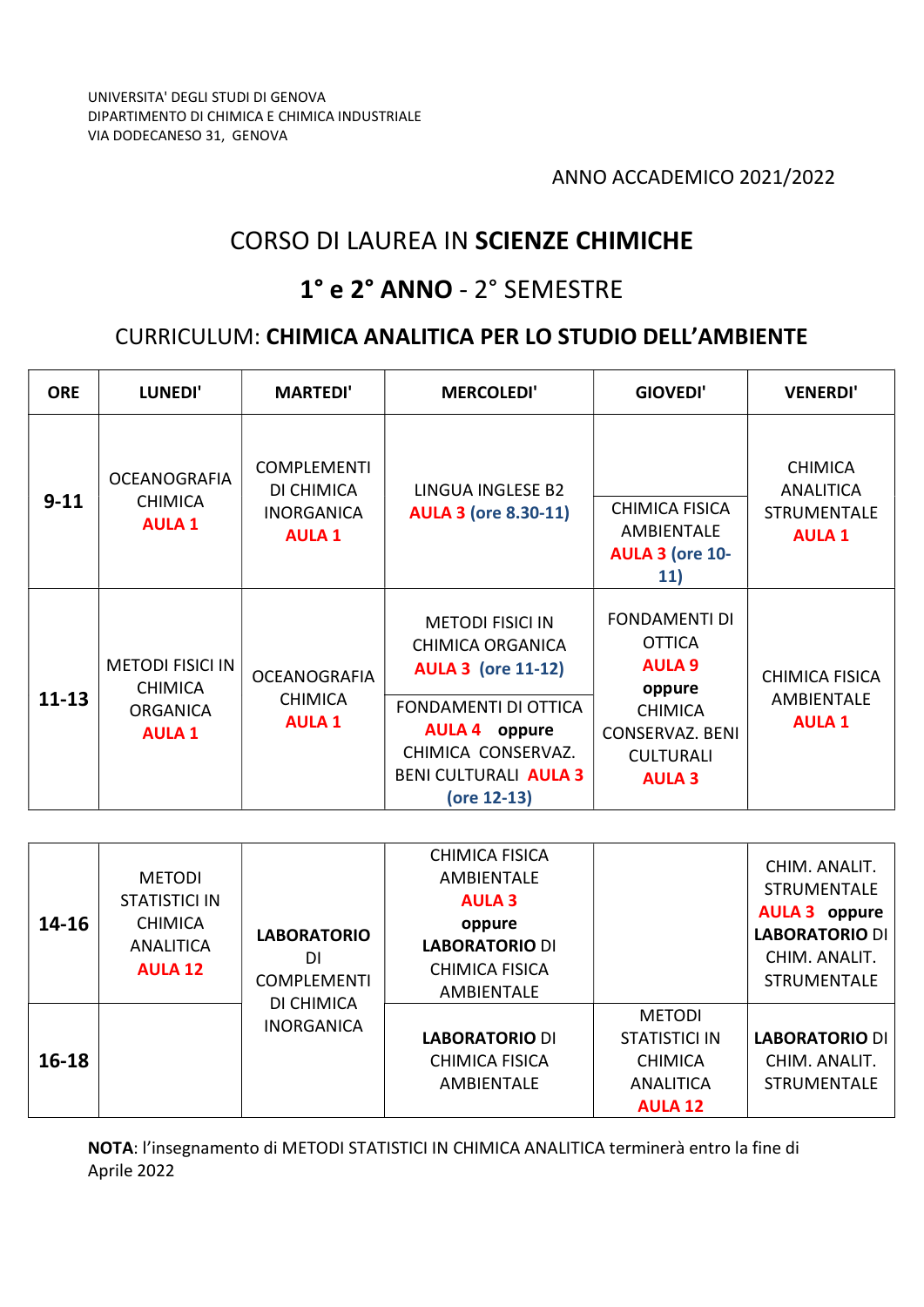UNIVERSITA' DEGLI STUDI DI GENOVA
DIPARTIMENTO DI CHIMICA E CHIMICA INDUSTRIALE
VIA DODECANESO 31, GENOVA

ANNO ACCADEMICO 2021/2022

# CORSO DI LAUREA IN **SCIENZE CHIMICHE**

## **1° e 2° ANNO** - 2° SEMESTRE

### CURRICULUM: **CHIMICA ANALITICA PER LO STUDIO DELL'AMBIENTE**

| ORE | LUNEDI' | MARTEDI' | MERCOLEDI' | GIOVEDI' | VENERDI' |
|---|---|---|---|---|---|
| **9-11** | OCEANOGRAFIA CHIMICA **AULA 1** | COMPLEMENTI DI CHIMICA INORGANICA **AULA 1** | LINGUA INGLESE B2 **AULA 3** **(ore 8.30-11)** | CHIMICA FISICA AMBIENTALE **AULA 3** **(ore 10-11)** | CHIMICA ANALITICA STRUMENTALE **AULA 1** |
| **11-13** | METODI FISICI IN CHIMICA ORGANICA **AULA 1** | OCEANOGRAFIA CHIMICA **AULA 1** | METODI FISICI IN CHIMICA ORGANICA **AULA 3** **(ore 11-12)** / FONDAMENTI DI OTTICA **AULA 4** **oppure** CHIMICA CONSERVAZ. BENI CULTURALI **AULA 3** **(ore 12-13)** | FONDAMENTI DI OTTICA **AULA 9** **oppure** CHIMICA CONSERVAZ. BENI CULTURALI **AULA 3** | CHIMICA FISICA AMBIENTALE **AULA 1** |
| **14-16** | METODI STATISTICI IN CHIMICA ANALITICA **AULA 12** | **LABORATORIO** DI COMPLEMENTI DI CHIMICA INORGANICA | CHIMICA FISICA AMBIENTALE **AULA 3** **oppure** **LABORATORIO** DI CHIMICA FISICA AMBIENTALE | | CHIM. ANALIT. STRUMENTALE **AULA 3** **oppure** **LABORATORIO** DI CHIM. ANALIT. STRUMENTALE |
| **16-18** | | **LABORATORIO** DI COMPLEMENTI DI CHIMICA INORGANICA | **LABORATORIO** DI CHIMICA FISICA AMBIENTALE | METODI STATISTICI IN CHIMICA ANALITICA **AULA 12** | **LABORATORIO** DI CHIM. ANALIT. STRUMENTALE |

**NOTA**: l'insegnamento di METODI STATISTICI IN CHIMICA ANALITICA terminerà entro la fine di Aprile 2022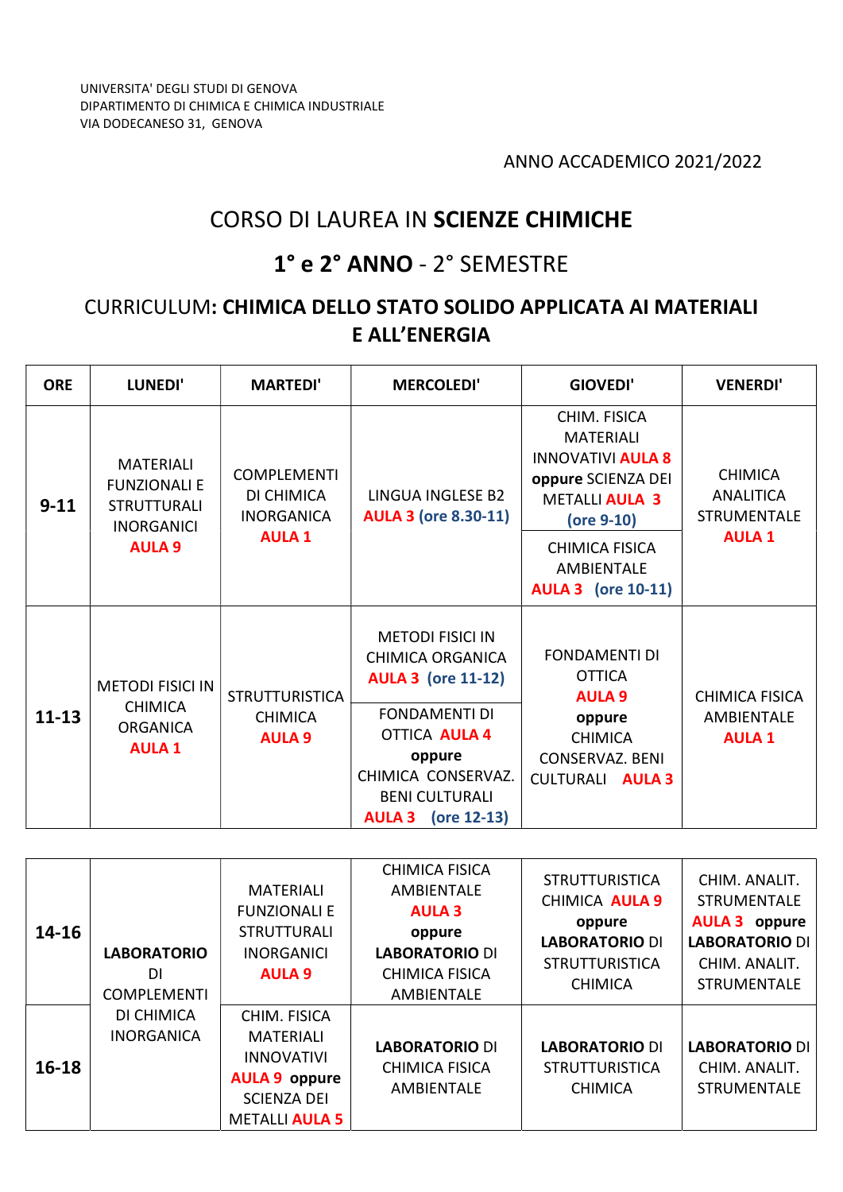UNIVERSITA' DEGLI STUDI DI GENOVA
DIPARTIMENTO DI CHIMICA E CHIMICA INDUSTRIALE
VIA DODECANESO 31, GENOVA

ANNO ACCADEMICO 2021/2022

# CORSO DI LAUREA IN **SCIENZE CHIMICHE**

## **1° e 2° ANNO** - 2° SEMESTRE

## CURRICULUM**: CHIMICA DELLO STATO SOLIDO APPLICATA AI MATERIALI E ALL'ENERGIA**

| ORE | LUNEDI' | MARTEDI' | MERCOLEDI' | GIOVEDI' | VENERDI' |
|---|---|---|---|---|---|
| **9-11** | MATERIALI FUNZIONALI E STRUTTURALI INORGANICI **AULA 9** | COMPLEMENTI DI CHIMICA INORGANICA **AULA 1** | LINGUA INGLESE B2 **AULA 3 (ore 8.30-11)** | CHIM. FISICA MATERIALI INNOVATIVI **AULA 8** **oppure** SCIENZA DEI METALLI **AULA 3** **(ore 9-10)**<br>CHIMICA FISICA AMBIENTALE **AULA 3 (ore 10-11)** | CHIMICA ANALITICA STRUMENTALE **AULA 1** |
| **11-13** | METODI FISICI IN CHIMICA ORGANICA **AULA 1** | STRUTTURISTICA CHIMICA **AULA 9** | METODI FISICI IN CHIMICA ORGANICA **AULA 3 (ore 11-12)**<br>FONDAMENTI DI OTTICA **AULA 4** **oppure** CHIMICA CONSERVAZ. BENI CULTURALI **AULA 3 (ore 12-13)** | FONDAMENTI DI OTTICA **AULA 9** **oppure** CHIMICA CONSERVAZ. BENI CULTURALI **AULA 3** | CHIMICA FISICA AMBIENTALE **AULA 1** |
| **14-16** | **LABORATORIO** DI COMPLEMENTI DI CHIMICA INORGANICA | MATERIALI FUNZIONALI E STRUTTURALI INORGANICI **AULA 9** | CHIMICA FISICA AMBIENTALE **AULA 3** **oppure** **LABORATORIO** DI CHIMICA FISICA AMBIENTALE | STRUTTURISTICA CHIMICA **AULA 9** **oppure** **LABORATORIO** DI STRUTTURISTICA CHIMICA | CHIM. ANALIT. STRUMENTALE **AULA 3** **oppure** **LABORATORIO** DI CHIM. ANALIT. STRUMENTALE |
| **16-18** | | CHIM. FISICA MATERIALI INNOVATIVI **AULA 9** **oppure** SCIENZA DEI METALLI **AULA 5** | **LABORATORIO** DI CHIMICA FISICA AMBIENTALE | **LABORATORIO** DI STRUTTURISTICA CHIMICA | **LABORATORIO** DI CHIM. ANALIT. STRUMENTALE |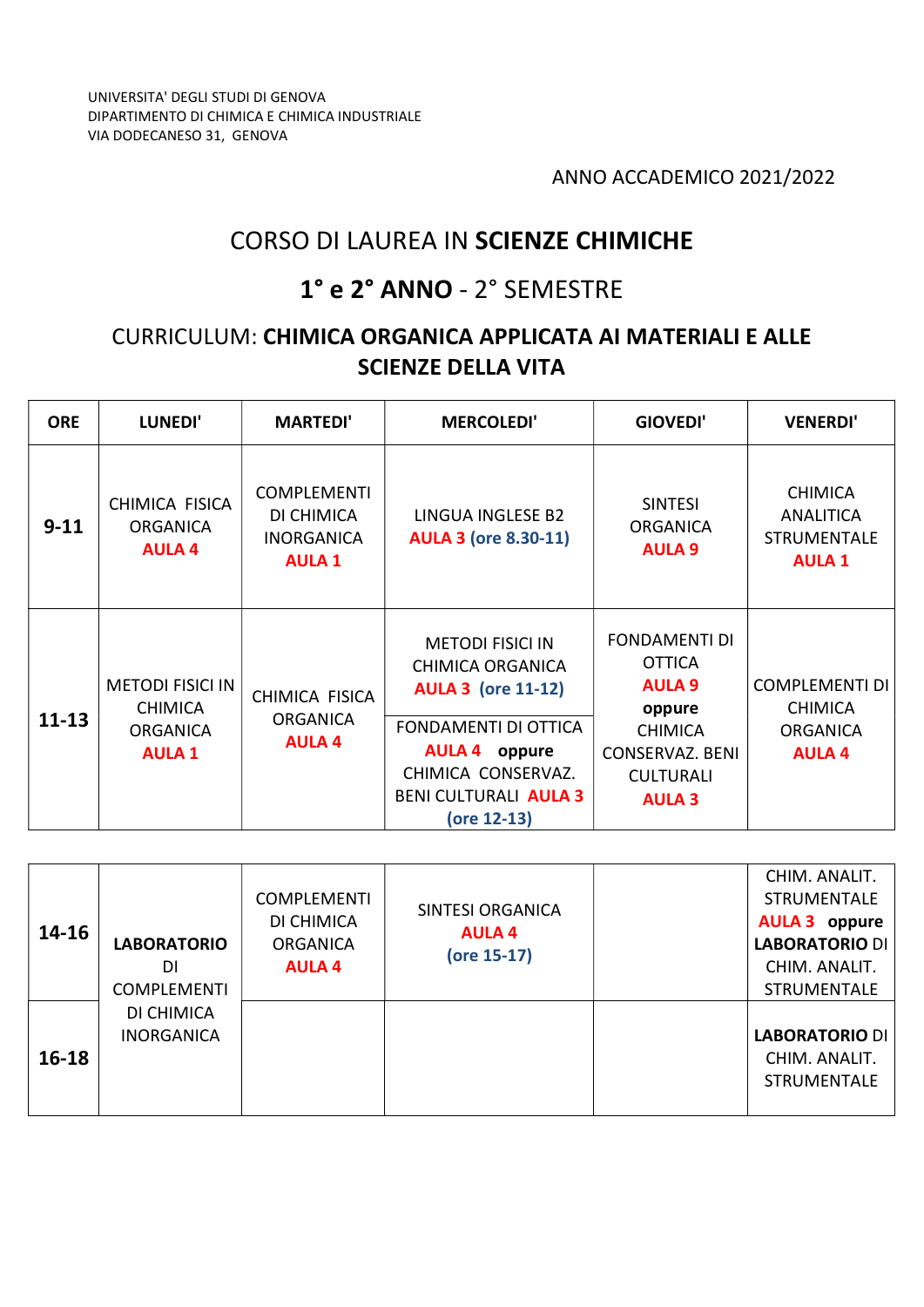UNIVERSITA' DEGLI STUDI DI GENOVA
DIPARTIMENTO DI CHIMICA E CHIMICA INDUSTRIALE
VIA DODECANESO 31, GENOVA

ANNO ACCADEMICO 2021/2022

# CORSO DI LAUREA IN **SCIENZE CHIMICHE**

## **1° e 2° ANNO** - 2° SEMESTRE

## CURRICULUM: **CHIMICA ORGANICA APPLICATA AI MATERIALI E ALLE SCIENZE DELLA VITA**

| ORE | LUNEDI' | MARTEDI' | MERCOLEDI' | GIOVEDI' | VENERDI' |
|---|---|---|---|---|---|
| **9-11** | CHIMICA FISICA ORGANICA **AULA 4** | COMPLEMENTI DI CHIMICA INORGANICA **AULA 1** | LINGUA INGLESE B2 **AULA 3** **(ore 8.30-11)** | SINTESI ORGANICA **AULA 9** | CHIMICA ANALITICA STRUMENTALE **AULA 1** |
| **11-13** | METODI FISICI IN CHIMICA ORGANICA **AULA 1** | CHIMICA FISICA ORGANICA **AULA 4** | METODI FISICI IN CHIMICA ORGANICA **AULA 3** **(ore 11-12)**<br>FONDAMENTI DI OTTICA **AULA 4** **oppure** CHIMICA CONSERVAZ. BENI CULTURALI **AULA 3** **(ore 12-13)** | FONDAMENTI DI OTTICA **AULA 9** **oppure** CHIMICA CONSERVAZ. BENI CULTURALI **AULA 3** | COMPLEMENTI DI CHIMICA ORGANICA **AULA 4** |
| **14-16** | **LABORATORIO** DI COMPLEMENTI DI CHIMICA INORGANICA | COMPLEMENTI DI CHIMICA ORGANICA **AULA 4** | SINTESI ORGANICA **AULA 4** **(ore 15-17)** | | CHIM. ANALIT. STRUMENTALE **AULA 3** **oppure** **LABORATORIO** DI CHIM. ANALIT. STRUMENTALE |
| **16-18** | **LABORATORIO** DI COMPLEMENTI DI CHIMICA INORGANICA | | | | **LABORATORIO** DI CHIM. ANALIT. STRUMENTALE |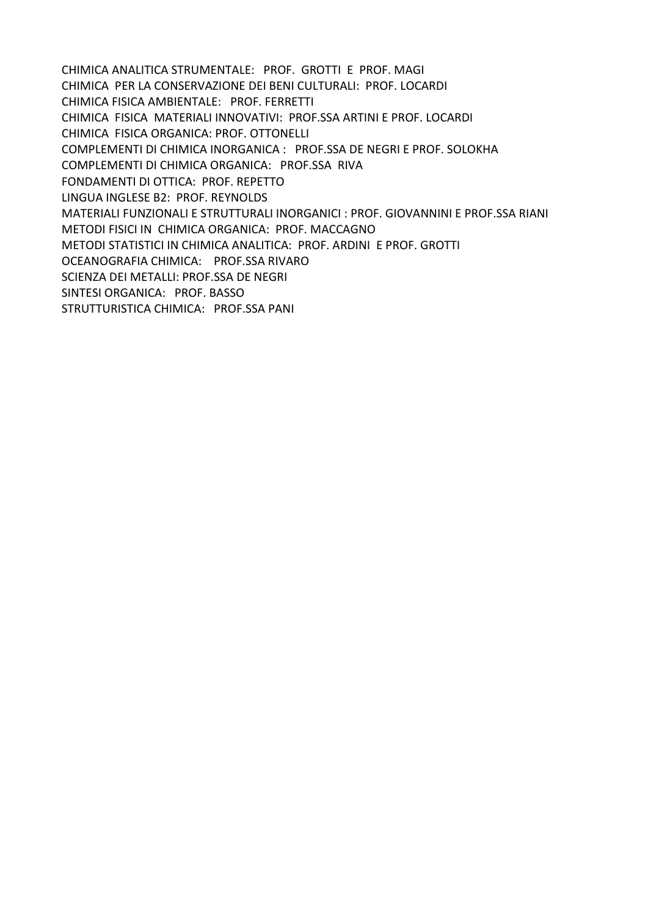CHIMICA ANALITICA STRUMENTALE: PROF. GROTTI E PROF. MAGI
CHIMICA PER LA CONSERVAZIONE DEI BENI CULTURALI: PROF. LOCARDI
CHIMICA FISICA AMBIENTALE: PROF. FERRETTI
CHIMICA FISICA MATERIALI INNOVATIVI: PROF.SSA ARTINI E PROF. LOCARDI
CHIMICA FISICA ORGANICA: PROF. OTTONELLI
COMPLEMENTI DI CHIMICA INORGANICA : PROF.SSA DE NEGRI E PROF. SOLOKHA
COMPLEMENTI DI CHIMICA ORGANICA: PROF.SSA RIVA
FONDAMENTI DI OTTICA: PROF. REPETTO
LINGUA INGLESE B2: PROF. REYNOLDS
MATERIALI FUNZIONALI E STRUTTURALI INORGANICI : PROF. GIOVANNINI E PROF.SSA RIANI
METODI FISICI IN CHIMICA ORGANICA: PROF. MACCAGNO
METODI STATISTICI IN CHIMICA ANALITICA: PROF. ARDINI E PROF. GROTTI
OCEANOGRAFIA CHIMICA: PROF.SSA RIVARO
SCIENZA DEI METALLI: PROF.SSA DE NEGRI
SINTESI ORGANICA: PROF. BASSO
STRUTTURISTICA CHIMICA: PROF.SSA PANI